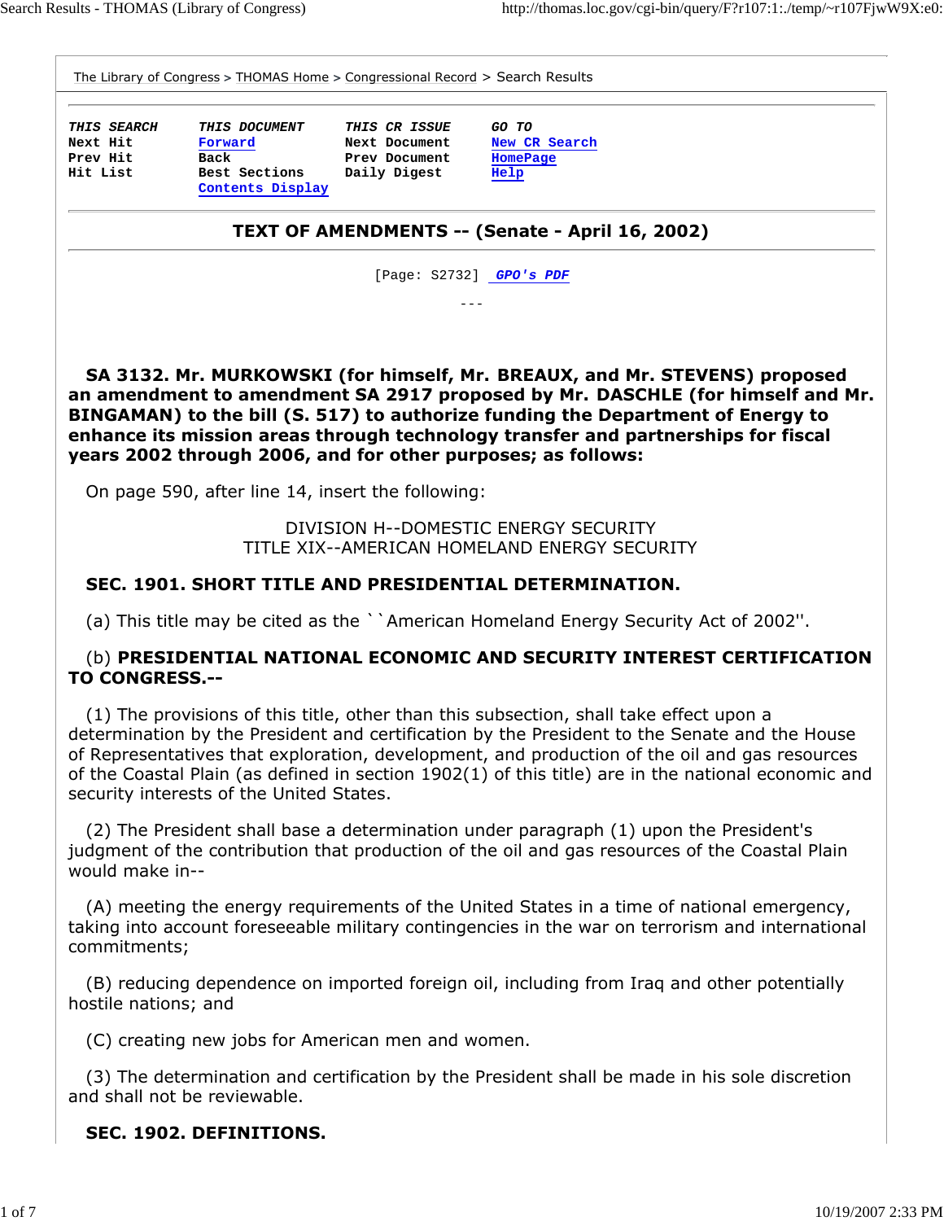The Library of Congress > THOMAS Home > Congressional Record > Search Results

| THIS SEARCH | THIS DOCUMENT | THIS CR ISSUE | GO TO |
|---|---|---|---|
| Next Hit | Forward | Next Document | New CR Search |
| Prev Hit | Back | Prev Document | HomePage |
| Hit List | Best Sections | Daily Digest | Help |
| | Contents Display | | |

## TEXT OF AMENDMENTS -- (Senate - April 16, 2002)

[Page: S2732] GPO's PDF

---

**SA 3132. Mr. MURKOWSKI (for himself, Mr. BREAUX, and Mr. STEVENS) proposed an amendment to amendment SA 2917 proposed by Mr. DASCHLE (for himself and Mr. BINGAMAN) to the bill (S. 517) to authorize funding the Department of Energy to enhance its mission areas through technology transfer and partnerships for fiscal years 2002 through 2006, and for other purposes; as follows:**

On page 590, after line 14, insert the following:

DIVISION H--DOMESTIC ENERGY SECURITY

TITLE XIX--AMERICAN HOMELAND ENERGY SECURITY

**SEC. 1901. SHORT TITLE AND PRESIDENTIAL DETERMINATION.**

(a) This title may be cited as the ``American Homeland Energy Security Act of 2002''.

(b) **PRESIDENTIAL NATIONAL ECONOMIC AND SECURITY INTEREST CERTIFICATION TO CONGRESS.--**

(1) The provisions of this title, other than this subsection, shall take effect upon a determination by the President and certification by the President to the Senate and the House of Representatives that exploration, development, and production of the oil and gas resources of the Coastal Plain (as defined in section 1902(1) of this title) are in the national economic and security interests of the United States.

(2) The President shall base a determination under paragraph (1) upon the President's judgment of the contribution that production of the oil and gas resources of the Coastal Plain would make in--

(A) meeting the energy requirements of the United States in a time of national emergency, taking into account foreseeable military contingencies in the war on terrorism and international commitments;

(B) reducing dependence on imported foreign oil, including from Iraq and other potentially hostile nations; and

(C) creating new jobs for American men and women.

(3) The determination and certification by the President shall be made in his sole discretion and shall not be reviewable.

**SEC. 1902. DEFINITIONS.**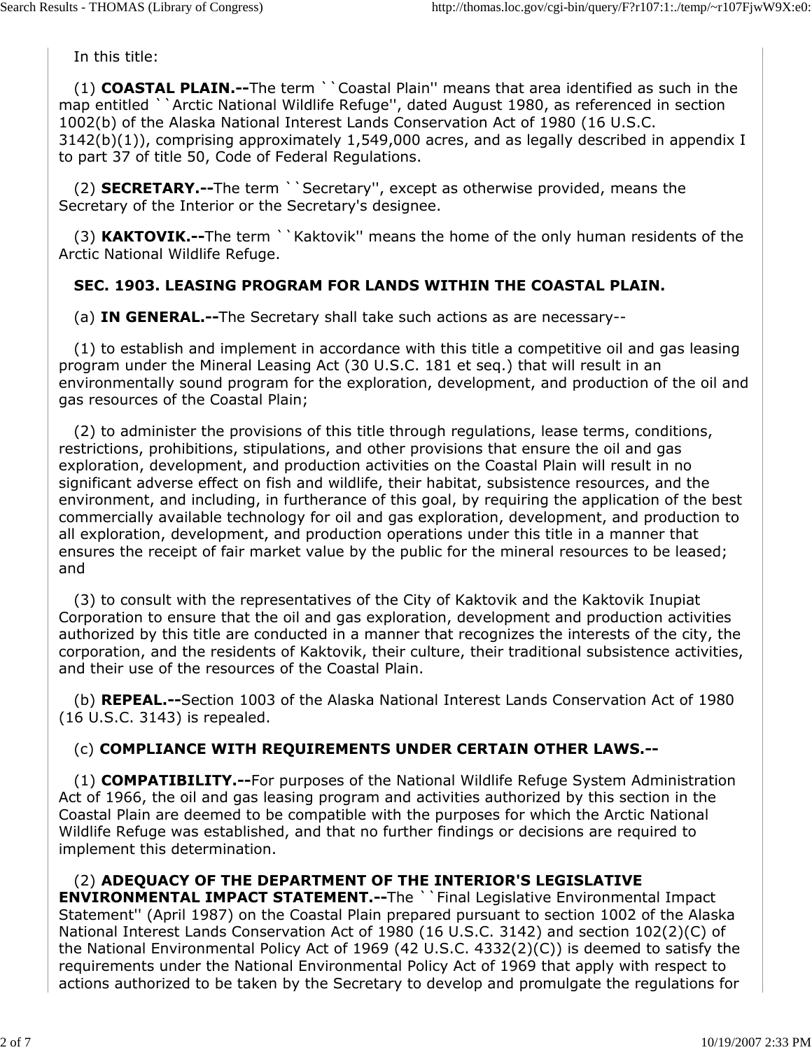In this title:

(1) **COASTAL PLAIN.--**The term ``Coastal Plain'' means that area identified as such in the map entitled ``Arctic National Wildlife Refuge'', dated August 1980, as referenced in section 1002(b) of the Alaska National Interest Lands Conservation Act of 1980 (16 U.S.C. 3142(b)(1)), comprising approximately 1,549,000 acres, and as legally described in appendix I to part 37 of title 50, Code of Federal Regulations.

(2) **SECRETARY.--**The term ``Secretary'', except as otherwise provided, means the Secretary of the Interior or the Secretary's designee.

(3) **KAKTOVIK.--**The term ``Kaktovik'' means the home of the only human residents of the Arctic National Wildlife Refuge.

**SEC. 1903. LEASING PROGRAM FOR LANDS WITHIN THE COASTAL PLAIN.**

(a) **IN GENERAL.--**The Secretary shall take such actions as are necessary--

(1) to establish and implement in accordance with this title a competitive oil and gas leasing program under the Mineral Leasing Act (30 U.S.C. 181 et seq.) that will result in an environmentally sound program for the exploration, development, and production of the oil and gas resources of the Coastal Plain;

(2) to administer the provisions of this title through regulations, lease terms, conditions, restrictions, prohibitions, stipulations, and other provisions that ensure the oil and gas exploration, development, and production activities on the Coastal Plain will result in no significant adverse effect on fish and wildlife, their habitat, subsistence resources, and the environment, and including, in furtherance of this goal, by requiring the application of the best commercially available technology for oil and gas exploration, development, and production to all exploration, development, and production operations under this title in a manner that ensures the receipt of fair market value by the public for the mineral resources to be leased; and

(3) to consult with the representatives of the City of Kaktovik and the Kaktovik Inupiat Corporation to ensure that the oil and gas exploration, development and production activities authorized by this title are conducted in a manner that recognizes the interests of the city, the corporation, and the residents of Kaktovik, their culture, their traditional subsistence activities, and their use of the resources of the Coastal Plain.

(b) **REPEAL.--**Section 1003 of the Alaska National Interest Lands Conservation Act of 1980 (16 U.S.C. 3143) is repealed.

(c) **COMPLIANCE WITH REQUIREMENTS UNDER CERTAIN OTHER LAWS.--**

(1) **COMPATIBILITY.--**For purposes of the National Wildlife Refuge System Administration Act of 1966, the oil and gas leasing program and activities authorized by this section in the Coastal Plain are deemed to be compatible with the purposes for which the Arctic National Wildlife Refuge was established, and that no further findings or decisions are required to implement this determination.

(2) **ADEQUACY OF THE DEPARTMENT OF THE INTERIOR'S LEGISLATIVE ENVIRONMENTAL IMPACT STATEMENT.--**The ``Final Legislative Environmental Impact Statement'' (April 1987) on the Coastal Plain prepared pursuant to section 1002 of the Alaska National Interest Lands Conservation Act of 1980 (16 U.S.C. 3142) and section 102(2)(C) of the National Environmental Policy Act of 1969 (42 U.S.C. 4332(2)(C)) is deemed to satisfy the requirements under the National Environmental Policy Act of 1969 that apply with respect to actions authorized to be taken by the Secretary to develop and promulgate the regulations for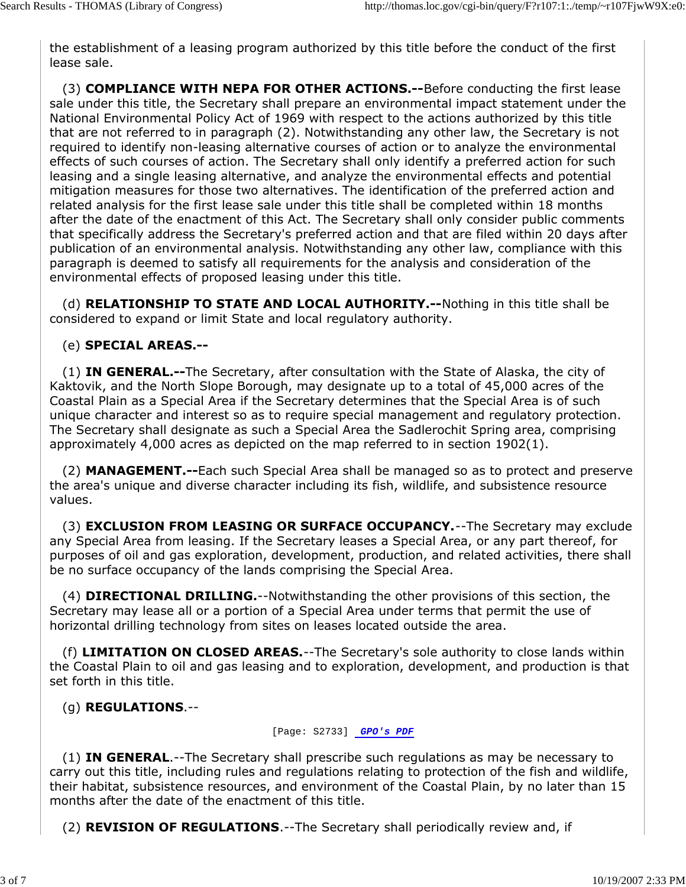the establishment of a leasing program authorized by this title before the conduct of the first lease sale.

(3) **COMPLIANCE WITH NEPA FOR OTHER ACTIONS.--**Before conducting the first lease sale under this title, the Secretary shall prepare an environmental impact statement under the National Environmental Policy Act of 1969 with respect to the actions authorized by this title that are not referred to in paragraph (2). Notwithstanding any other law, the Secretary is not required to identify non-leasing alternative courses of action or to analyze the environmental effects of such courses of action. The Secretary shall only identify a preferred action for such leasing and a single leasing alternative, and analyze the environmental effects and potential mitigation measures for those two alternatives. The identification of the preferred action and related analysis for the first lease sale under this title shall be completed within 18 months after the date of the enactment of this Act. The Secretary shall only consider public comments that specifically address the Secretary's preferred action and that are filed within 20 days after publication of an environmental analysis. Notwithstanding any other law, compliance with this paragraph is deemed to satisfy all requirements for the analysis and consideration of the environmental effects of proposed leasing under this title.

(d) **RELATIONSHIP TO STATE AND LOCAL AUTHORITY.--**Nothing in this title shall be considered to expand or limit State and local regulatory authority.

(e) **SPECIAL AREAS.--**

(1) **IN GENERAL.--**The Secretary, after consultation with the State of Alaska, the city of Kaktovik, and the North Slope Borough, may designate up to a total of 45,000 acres of the Coastal Plain as a Special Area if the Secretary determines that the Special Area is of such unique character and interest so as to require special management and regulatory protection. The Secretary shall designate as such a Special Area the Sadlerochit Spring area, comprising approximately 4,000 acres as depicted on the map referred to in section 1902(1).

(2) **MANAGEMENT.--**Each such Special Area shall be managed so as to protect and preserve the area's unique and diverse character including its fish, wildlife, and subsistence resource values.

(3) **EXCLUSION FROM LEASING OR SURFACE OCCUPANCY.**--The Secretary may exclude any Special Area from leasing. If the Secretary leases a Special Area, or any part thereof, for purposes of oil and gas exploration, development, production, and related activities, there shall be no surface occupancy of the lands comprising the Special Area.

(4) **DIRECTIONAL DRILLING.**--Notwithstanding the other provisions of this section, the Secretary may lease all or a portion of a Special Area under terms that permit the use of horizontal drilling technology from sites on leases located outside the area.

(f) **LIMITATION ON CLOSED AREAS.**--The Secretary's sole authority to close lands within the Coastal Plain to oil and gas leasing and to exploration, development, and production is that set forth in this title.

(g) **REGULATIONS**.--

[Page: S2733] GPO's PDF

(1) **IN GENERAL**.--The Secretary shall prescribe such regulations as may be necessary to carry out this title, including rules and regulations relating to protection of the fish and wildlife, their habitat, subsistence resources, and environment of the Coastal Plain, by no later than 15 months after the date of the enactment of this title.

(2) **REVISION OF REGULATIONS**.--The Secretary shall periodically review and, if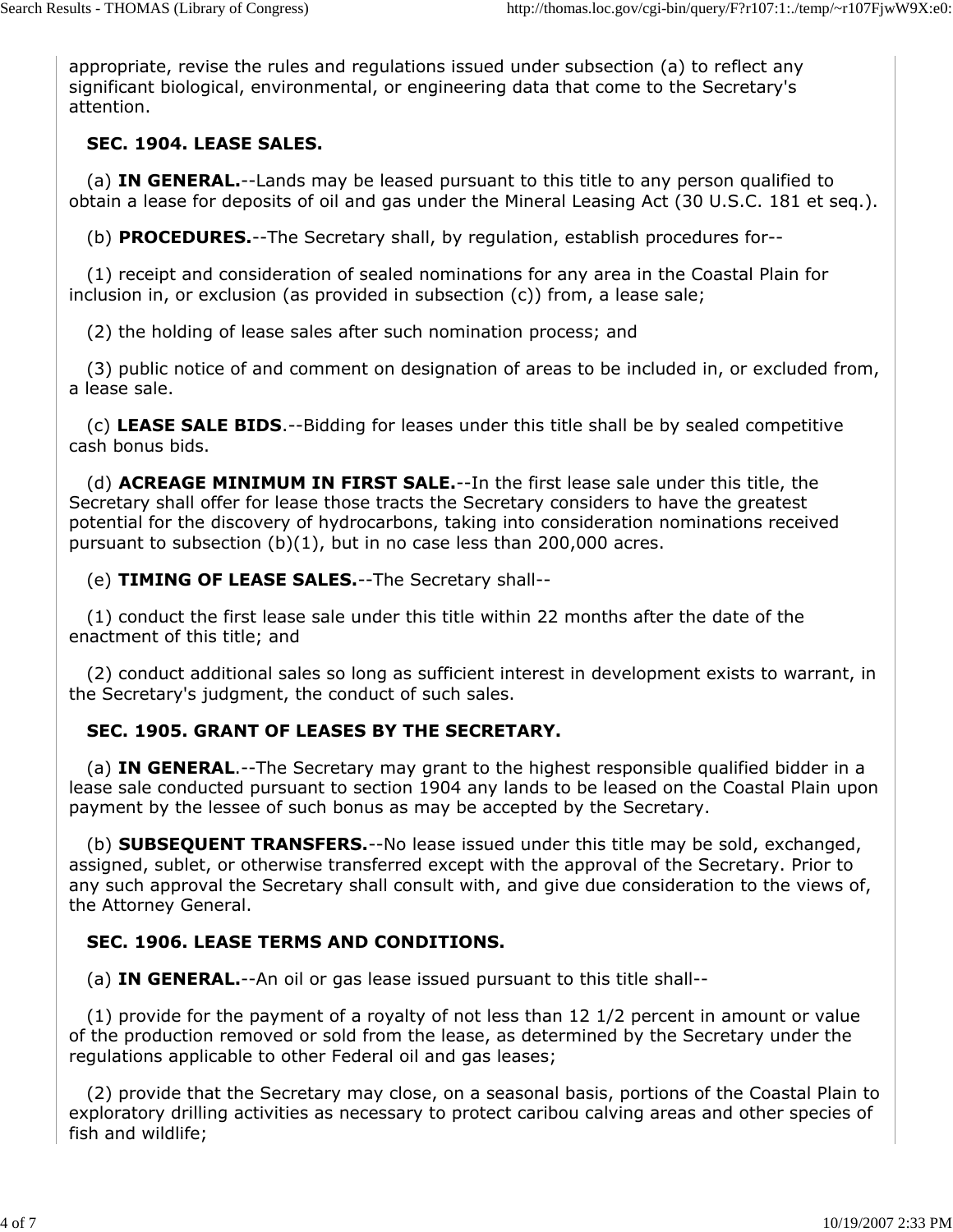appropriate, revise the rules and regulations issued under subsection (a) to reflect any significant biological, environmental, or engineering data that come to the Secretary's attention.

**SEC. 1904. LEASE SALES.**

(a) **IN GENERAL.**--Lands may be leased pursuant to this title to any person qualified to obtain a lease for deposits of oil and gas under the Mineral Leasing Act (30 U.S.C. 181 et seq.).

(b) **PROCEDURES.**--The Secretary shall, by regulation, establish procedures for--

(1) receipt and consideration of sealed nominations for any area in the Coastal Plain for inclusion in, or exclusion (as provided in subsection (c)) from, a lease sale;

(2) the holding of lease sales after such nomination process; and

(3) public notice of and comment on designation of areas to be included in, or excluded from, a lease sale.

(c) **LEASE SALE BIDS**.--Bidding for leases under this title shall be by sealed competitive cash bonus bids.

(d) **ACREAGE MINIMUM IN FIRST SALE.**--In the first lease sale under this title, the Secretary shall offer for lease those tracts the Secretary considers to have the greatest potential for the discovery of hydrocarbons, taking into consideration nominations received pursuant to subsection (b)(1), but in no case less than 200,000 acres.

(e) **TIMING OF LEASE SALES.**--The Secretary shall--

(1) conduct the first lease sale under this title within 22 months after the date of the enactment of this title; and

(2) conduct additional sales so long as sufficient interest in development exists to warrant, in the Secretary's judgment, the conduct of such sales.

**SEC. 1905. GRANT OF LEASES BY THE SECRETARY.**

(a) **IN GENERAL**.--The Secretary may grant to the highest responsible qualified bidder in a lease sale conducted pursuant to section 1904 any lands to be leased on the Coastal Plain upon payment by the lessee of such bonus as may be accepted by the Secretary.

(b) **SUBSEQUENT TRANSFERS.**--No lease issued under this title may be sold, exchanged, assigned, sublet, or otherwise transferred except with the approval of the Secretary. Prior to any such approval the Secretary shall consult with, and give due consideration to the views of, the Attorney General.

**SEC. 1906. LEASE TERMS AND CONDITIONS.**

(a) **IN GENERAL.**--An oil or gas lease issued pursuant to this title shall--

(1) provide for the payment of a royalty of not less than 12 1/2 percent in amount or value of the production removed or sold from the lease, as determined by the Secretary under the regulations applicable to other Federal oil and gas leases;

(2) provide that the Secretary may close, on a seasonal basis, portions of the Coastal Plain to exploratory drilling activities as necessary to protect caribou calving areas and other species of fish and wildlife;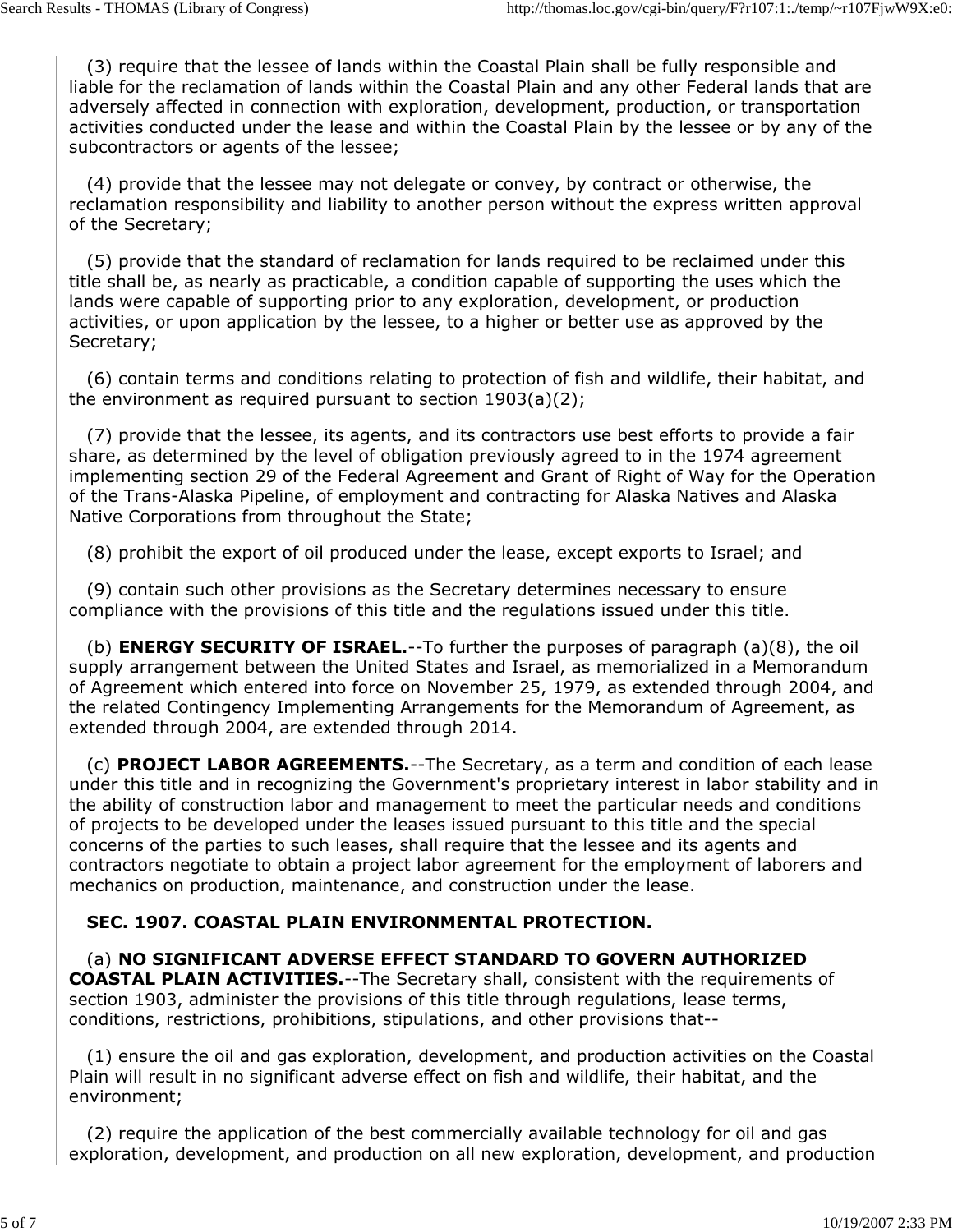(3) require that the lessee of lands within the Coastal Plain shall be fully responsible and liable for the reclamation of lands within the Coastal Plain and any other Federal lands that are adversely affected in connection with exploration, development, production, or transportation activities conducted under the lease and within the Coastal Plain by the lessee or by any of the subcontractors or agents of the lessee;

(4) provide that the lessee may not delegate or convey, by contract or otherwise, the reclamation responsibility and liability to another person without the express written approval of the Secretary;

(5) provide that the standard of reclamation for lands required to be reclaimed under this title shall be, as nearly as practicable, a condition capable of supporting the uses which the lands were capable of supporting prior to any exploration, development, or production activities, or upon application by the lessee, to a higher or better use as approved by the Secretary;

(6) contain terms and conditions relating to protection of fish and wildlife, their habitat, and the environment as required pursuant to section 1903(a)(2);

(7) provide that the lessee, its agents, and its contractors use best efforts to provide a fair share, as determined by the level of obligation previously agreed to in the 1974 agreement implementing section 29 of the Federal Agreement and Grant of Right of Way for the Operation of the Trans-Alaska Pipeline, of employment and contracting for Alaska Natives and Alaska Native Corporations from throughout the State;

(8) prohibit the export of oil produced under the lease, except exports to Israel; and

(9) contain such other provisions as the Secretary determines necessary to ensure compliance with the provisions of this title and the regulations issued under this title.

(b) **ENERGY SECURITY OF ISRAEL.**--To further the purposes of paragraph (a)(8), the oil supply arrangement between the United States and Israel, as memorialized in a Memorandum of Agreement which entered into force on November 25, 1979, as extended through 2004, and the related Contingency Implementing Arrangements for the Memorandum of Agreement, as extended through 2004, are extended through 2014.

(c) **PROJECT LABOR AGREEMENTS.**--The Secretary, as a term and condition of each lease under this title and in recognizing the Government's proprietary interest in labor stability and in the ability of construction labor and management to meet the particular needs and conditions of projects to be developed under the leases issued pursuant to this title and the special concerns of the parties to such leases, shall require that the lessee and its agents and contractors negotiate to obtain a project labor agreement for the employment of laborers and mechanics on production, maintenance, and construction under the lease.

**SEC. 1907. COASTAL PLAIN ENVIRONMENTAL PROTECTION.**

(a) **NO SIGNIFICANT ADVERSE EFFECT STANDARD TO GOVERN AUTHORIZED COASTAL PLAIN ACTIVITIES.**--The Secretary shall, consistent with the requirements of section 1903, administer the provisions of this title through regulations, lease terms, conditions, restrictions, prohibitions, stipulations, and other provisions that--

(1) ensure the oil and gas exploration, development, and production activities on the Coastal Plain will result in no significant adverse effect on fish and wildlife, their habitat, and the environment;

(2) require the application of the best commercially available technology for oil and gas exploration, development, and production on all new exploration, development, and production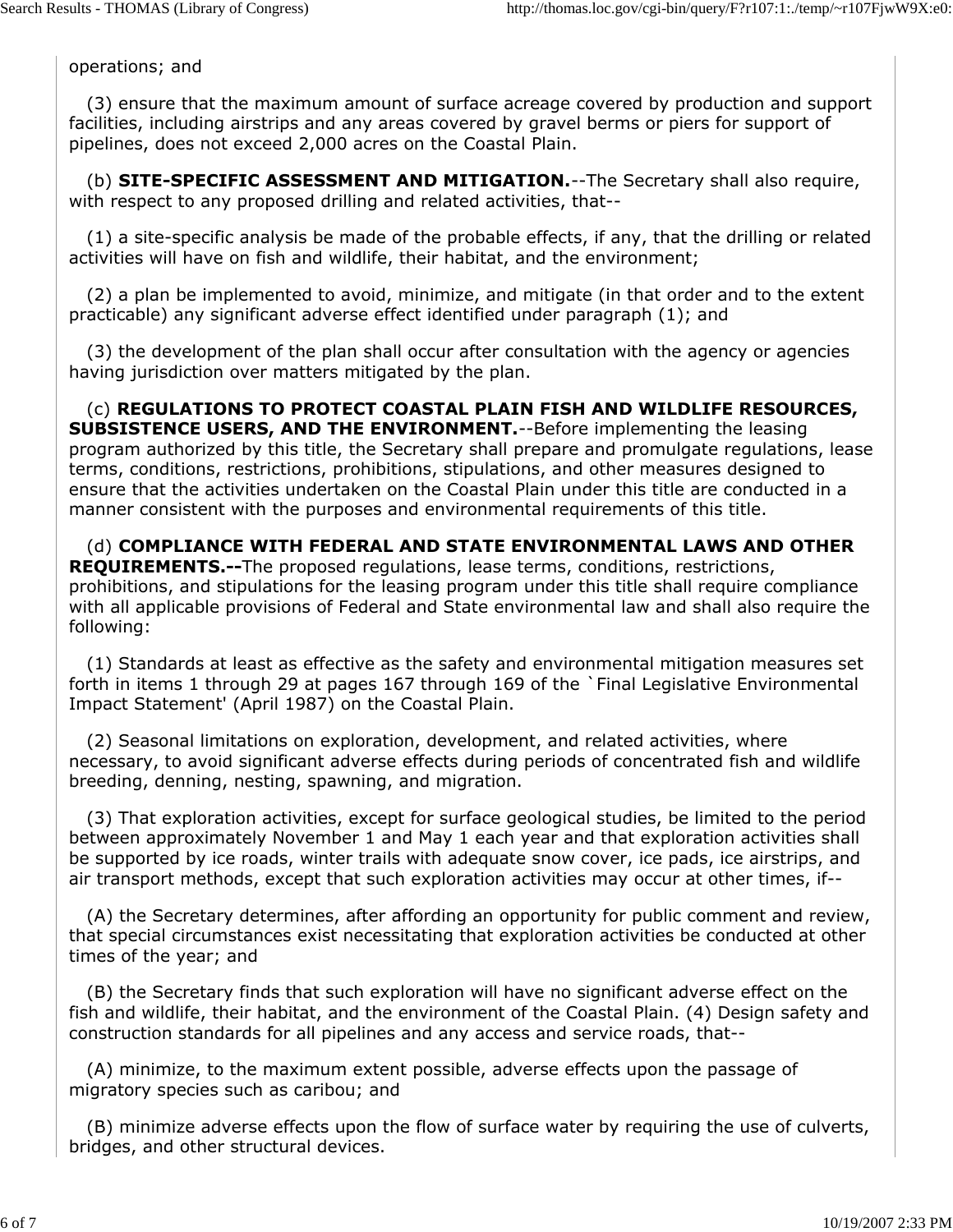operations; and

(3) ensure that the maximum amount of surface acreage covered by production and support facilities, including airstrips and any areas covered by gravel berms or piers for support of pipelines, does not exceed 2,000 acres on the Coastal Plain.

(b) **SITE-SPECIFIC ASSESSMENT AND MITIGATION.**--The Secretary shall also require, with respect to any proposed drilling and related activities, that--

(1) a site-specific analysis be made of the probable effects, if any, that the drilling or related activities will have on fish and wildlife, their habitat, and the environment;

(2) a plan be implemented to avoid, minimize, and mitigate (in that order and to the extent practicable) any significant adverse effect identified under paragraph (1); and

(3) the development of the plan shall occur after consultation with the agency or agencies having jurisdiction over matters mitigated by the plan.

(c) **REGULATIONS TO PROTECT COASTAL PLAIN FISH AND WILDLIFE RESOURCES, SUBSISTENCE USERS, AND THE ENVIRONMENT.**--Before implementing the leasing program authorized by this title, the Secretary shall prepare and promulgate regulations, lease terms, conditions, restrictions, prohibitions, stipulations, and other measures designed to ensure that the activities undertaken on the Coastal Plain under this title are conducted in a manner consistent with the purposes and environmental requirements of this title.

(d) **COMPLIANCE WITH FEDERAL AND STATE ENVIRONMENTAL LAWS AND OTHER REQUIREMENTS.--**The proposed regulations, lease terms, conditions, restrictions, prohibitions, and stipulations for the leasing program under this title shall require compliance with all applicable provisions of Federal and State environmental law and shall also require the following:

(1) Standards at least as effective as the safety and environmental mitigation measures set forth in items 1 through 29 at pages 167 through 169 of the `Final Legislative Environmental Impact Statement' (April 1987) on the Coastal Plain.

(2) Seasonal limitations on exploration, development, and related activities, where necessary, to avoid significant adverse effects during periods of concentrated fish and wildlife breeding, denning, nesting, spawning, and migration.

(3) That exploration activities, except for surface geological studies, be limited to the period between approximately November 1 and May 1 each year and that exploration activities shall be supported by ice roads, winter trails with adequate snow cover, ice pads, ice airstrips, and air transport methods, except that such exploration activities may occur at other times, if--

(A) the Secretary determines, after affording an opportunity for public comment and review, that special circumstances exist necessitating that exploration activities be conducted at other times of the year; and

(B) the Secretary finds that such exploration will have no significant adverse effect on the fish and wildlife, their habitat, and the environment of the Coastal Plain. (4) Design safety and construction standards for all pipelines and any access and service roads, that--

(A) minimize, to the maximum extent possible, adverse effects upon the passage of migratory species such as caribou; and

(B) minimize adverse effects upon the flow of surface water by requiring the use of culverts, bridges, and other structural devices.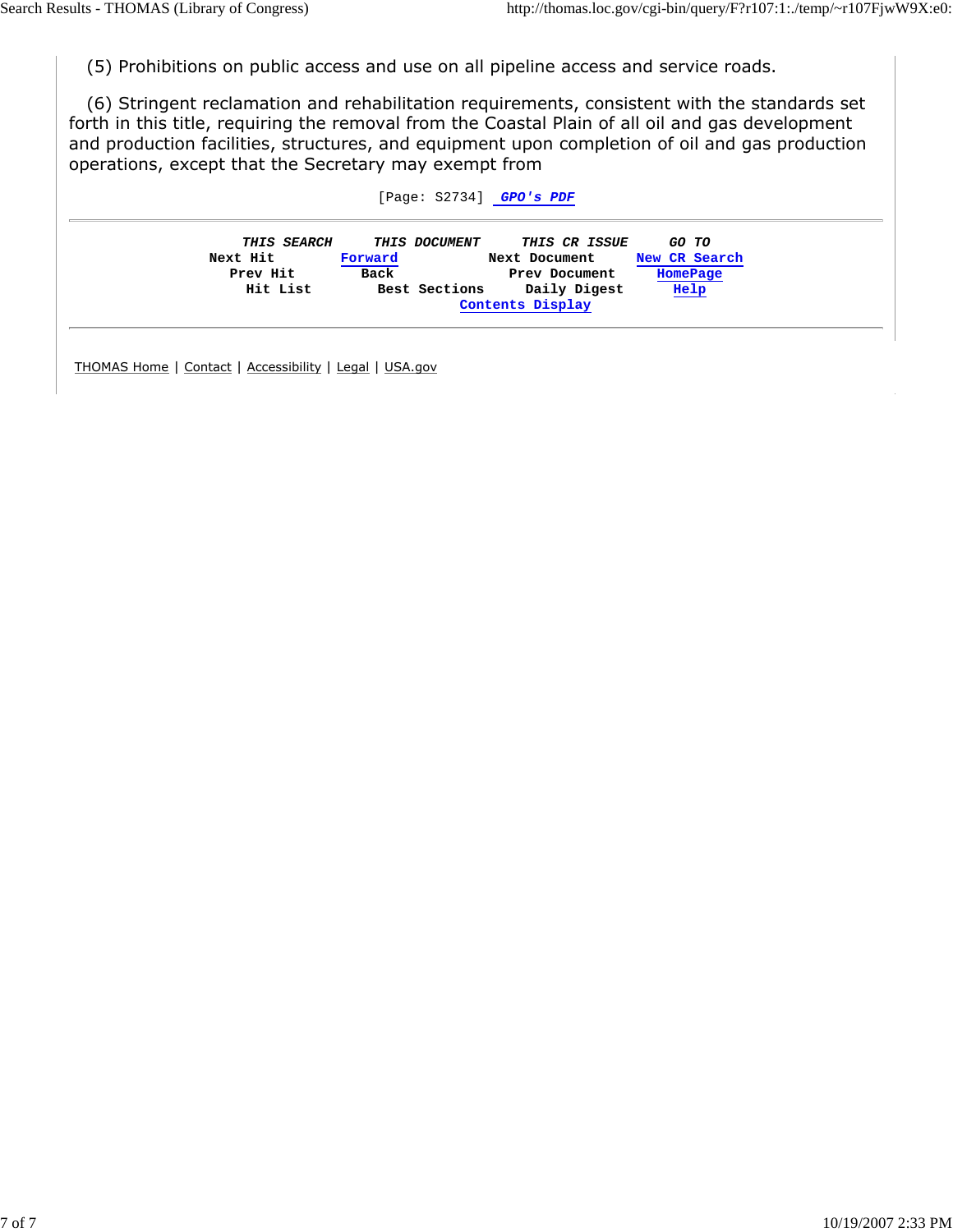(5) Prohibitions on public access and use on all pipeline access and service roads.

(6) Stringent reclamation and rehabilitation requirements, consistent with the standards set forth in this title, requiring the removal from the Coastal Plain of all oil and gas development and production facilities, structures, and equipment upon completion of oil and gas production operations, except that the Secretary may exempt from

[Page: S2734] GPO's PDF

| THIS SEARCH | THIS DOCUMENT | THIS CR ISSUE | GO TO |
|---|---|---|---|
| Next Hit | Forward | Next Document | New CR Search |
| Prev Hit | Back | Prev Document | HomePage |
| Hit List | Best Sections | Daily Digest | Help |
| | | Contents Display | |

THOMAS Home | Contact | Accessibility | Legal | USA.gov